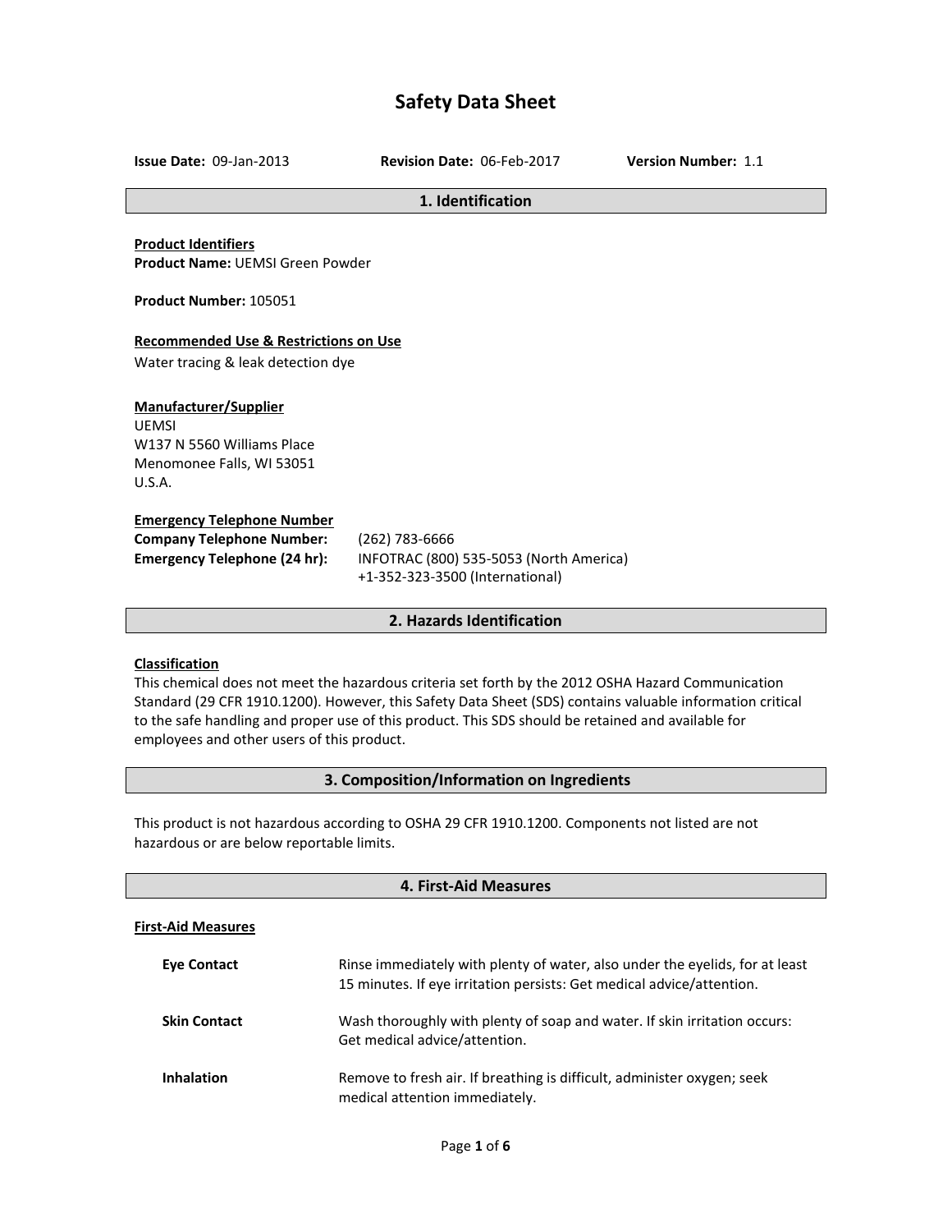# Safety Data Sheet

**Issue Date:** 09-Jan-2013 **Revision Date:** 06-Feb-2017 **Version Number:** 1.1

## 1. Identification

**Product Identifiers**

**Product Name:** UEMSI Green Powder

**Product Number:** 105051

**Recommended Use & Restrictions on Use**

Water tracing & leak detection dye

**Manufacturer/Supplier**

UEMSI
W137 N 5560 Williams Place
Menomonee Falls, WI 53051
U.S.A.

**Emergency Telephone Number**

**Company Telephone Number:** (262) 783-6666

**Emergency Telephone (24 hr):** INFOTRAC (800) 535-5053 (North America)
+1-352-323-3500 (International)

## 2. Hazards Identification

**Classification**

This chemical does not meet the hazardous criteria set forth by the 2012 OSHA Hazard Communication Standard (29 CFR 1910.1200). However, this Safety Data Sheet (SDS) contains valuable information critical to the safe handling and proper use of this product. This SDS should be retained and available for employees and other users of this product.

## 3. Composition/Information on Ingredients

This product is not hazardous according to OSHA 29 CFR 1910.1200. Components not listed are not hazardous or are below reportable limits.

## 4. First-Aid Measures

**First-Aid Measures**

**Eye Contact** Rinse immediately with plenty of water, also under the eyelids, for at least 15 minutes. If eye irritation persists: Get medical advice/attention.

**Skin Contact** Wash thoroughly with plenty of soap and water. If skin irritation occurs: Get medical advice/attention.

**Inhalation** Remove to fresh air. If breathing is difficult, administer oxygen; seek medical attention immediately.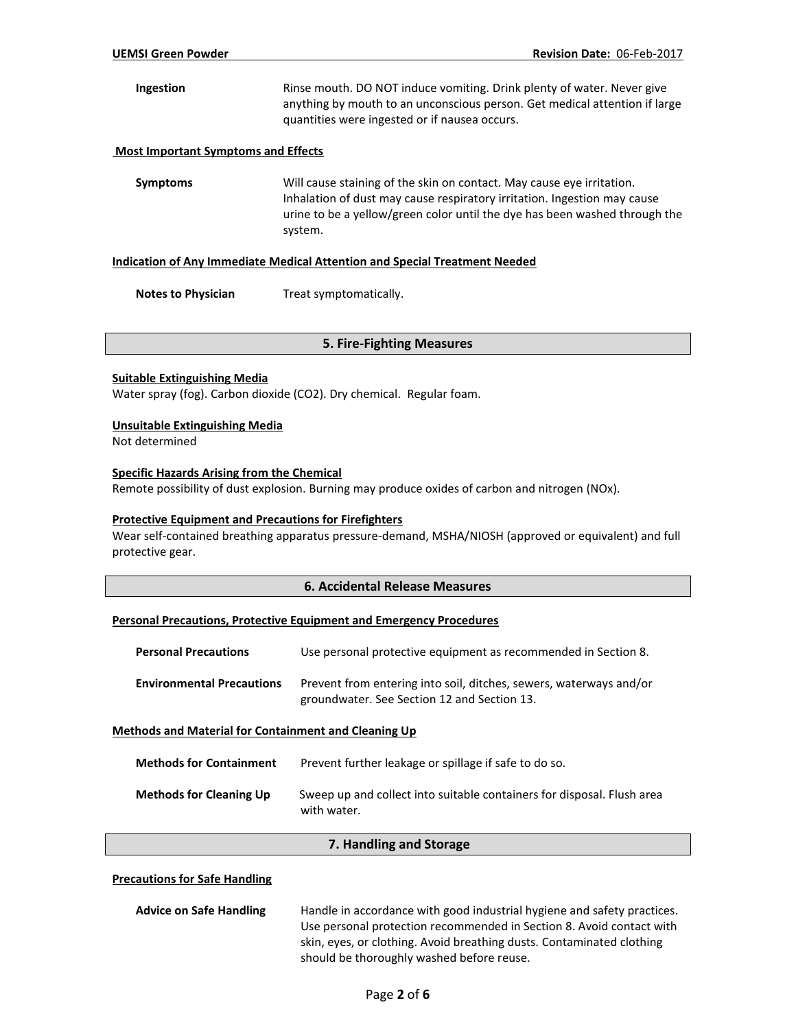| | |
|---|---|
| **Ingestion** | Rinse mouth. DO NOT induce vomiting. Drink plenty of water. Never give anything by mouth to an unconscious person. Get medical attention if large quantities were ingested or if nausea occurs. |

**Most Important Symptoms and Effects**

| | |
|---|---|
| **Symptoms** | Will cause staining of the skin on contact. May cause eye irritation. Inhalation of dust may cause respiratory irritation. Ingestion may cause urine to be a yellow/green color until the dye has been washed through the system. |

**Indication of Any Immediate Medical Attention and Special Treatment Needed**

| | |
|---|---|
| **Notes to Physician** | Treat symptomatically. |

## 5. Fire-Fighting Measures

**Suitable Extinguishing Media**

Water spray (fog). Carbon dioxide ($CO_2$). Dry chemical. Regular foam.

**Unsuitable Extinguishing Media**

Not determined

**Specific Hazards Arising from the Chemical**

Remote possibility of dust explosion. Burning may produce oxides of carbon and nitrogen (NOx).

**Protective Equipment and Precautions for Firefighters**

Wear self-contained breathing apparatus pressure-demand, MSHA/NIOSH (approved or equivalent) and full protective gear.

## 6. Accidental Release Measures

**Personal Precautions, Protective Equipment and Emergency Procedures**

| | |
|---|---|
| **Personal Precautions** | Use personal protective equipment as recommended in Section 8. |
| **Environmental Precautions** | Prevent from entering into soil, ditches, sewers, waterways and/or groundwater. See Section 12 and Section 13. |

**Methods and Material for Containment and Cleaning Up**

| | |
|---|---|
| **Methods for Containment** | Prevent further leakage or spillage if safe to do so. |
| **Methods for Cleaning Up** | Sweep up and collect into suitable containers for disposal. Flush area with water. |

## 7. Handling and Storage

**Precautions for Safe Handling**

| | |
|---|---|
| **Advice on Safe Handling** | Handle in accordance with good industrial hygiene and safety practices. Use personal protection recommended in Section 8. Avoid contact with skin, eyes, or clothing. Avoid breathing dusts. Contaminated clothing should be thoroughly washed before reuse. |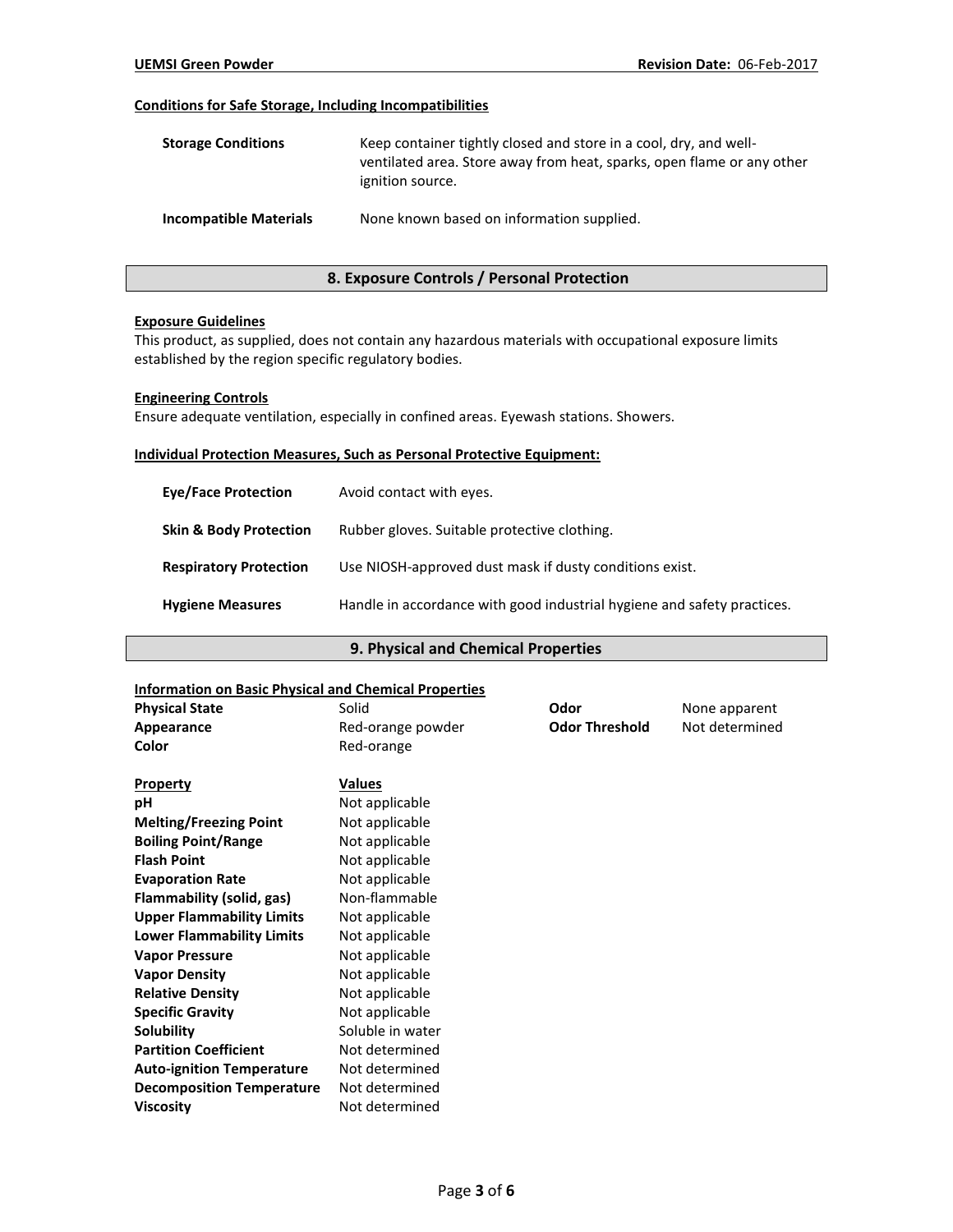#### Conditions for Safe Storage, Including Incompatibilities

| | |
|---|---|
| **Storage Conditions** | Keep container tightly closed and store in a cool, dry, and well-ventilated area. Store away from heat, sparks, open flame or any other ignition source. |
| **Incompatible Materials** | None known based on information supplied. |

## 8. Exposure Controls / Personal Protection

#### Exposure Guidelines

This product, as supplied, does not contain any hazardous materials with occupational exposure limits established by the region specific regulatory bodies.

#### Engineering Controls

Ensure adequate ventilation, especially in confined areas. Eyewash stations. Showers.

#### Individual Protection Measures, Such as Personal Protective Equipment:

| | |
|---|---|
| **Eye/Face Protection** | Avoid contact with eyes. |
| **Skin & Body Protection** | Rubber gloves. Suitable protective clothing. |
| **Respiratory Protection** | Use NIOSH-approved dust mask if dusty conditions exist. |
| **Hygiene Measures** | Handle in accordance with good industrial hygiene and safety practices. |

## 9. Physical and Chemical Properties

#### Information on Basic Physical and Chemical Properties

| | | | |
|---|---|---|---|
| **Physical State** | Solid | **Odor** | None apparent |
| **Appearance** | Red-orange powder | **Odor Threshold** | Not determined |
| **Color** | Red-orange | | |

| Property | Values |
|---|---|
| **pH** | Not applicable |
| **Melting/Freezing Point** | Not applicable |
| **Boiling Point/Range** | Not applicable |
| **Flash Point** | Not applicable |
| **Evaporation Rate** | Not applicable |
| **Flammability (solid, gas)** | Non-flammable |
| **Upper Flammability Limits** | Not applicable |
| **Lower Flammability Limits** | Not applicable |
| **Vapor Pressure** | Not applicable |
| **Vapor Density** | Not applicable |
| **Relative Density** | Not applicable |
| **Specific Gravity** | Not applicable |
| **Solubility** | Soluble in water |
| **Partition Coefficient** | Not determined |
| **Auto-ignition Temperature** | Not determined |
| **Decomposition Temperature** | Not determined |
| **Viscosity** | Not determined |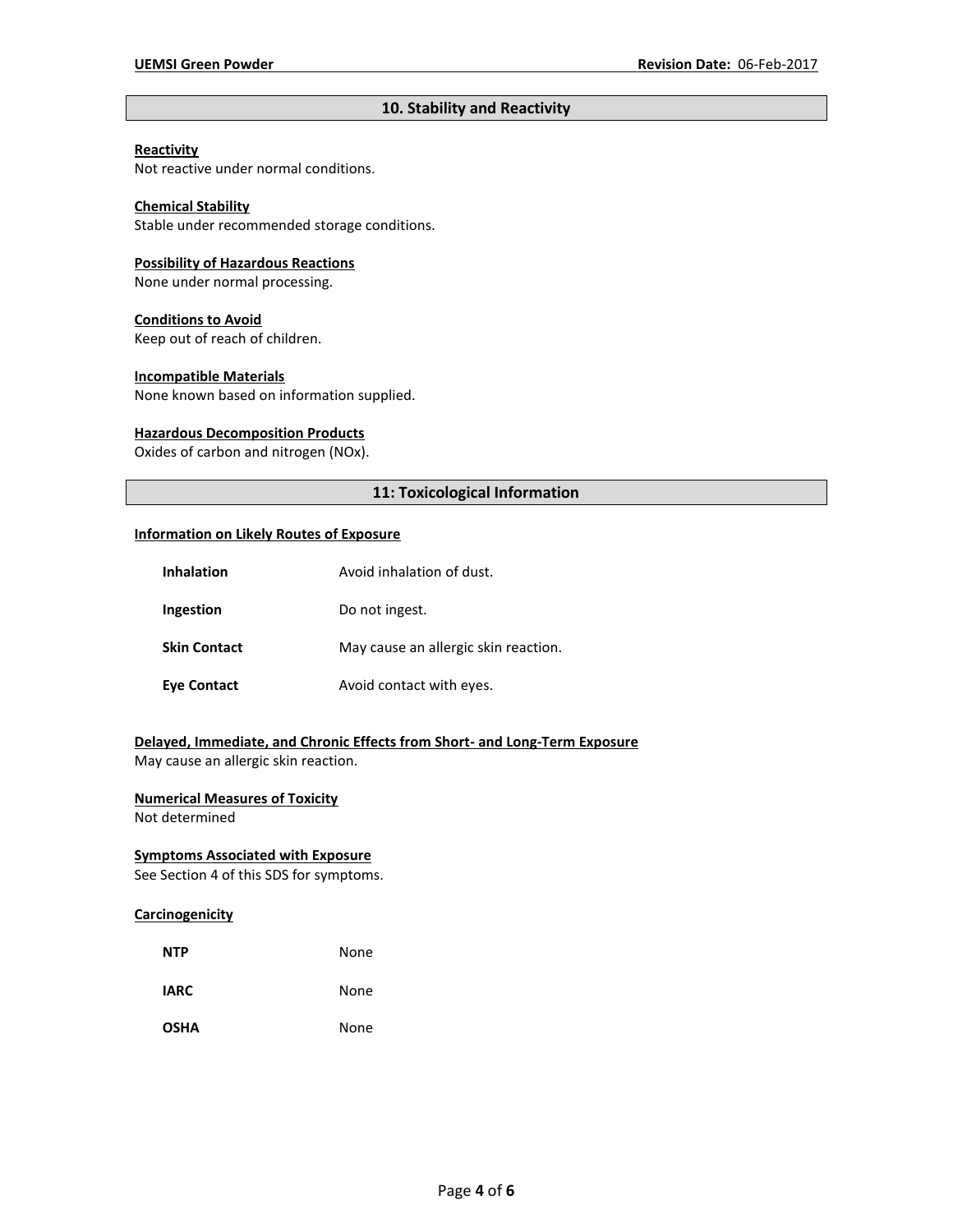## 10. Stability and Reactivity

**Reactivity**
Not reactive under normal conditions.

**Chemical Stability**
Stable under recommended storage conditions.

**Possibility of Hazardous Reactions**
None under normal processing.

**Conditions to Avoid**
Keep out of reach of children.

**Incompatible Materials**
None known based on information supplied.

**Hazardous Decomposition Products**
Oxides of carbon and nitrogen (NOx).

## 11: Toxicological Information

**Information on Likely Routes of Exposure**

| | |
|---|---|
| **Inhalation** | Avoid inhalation of dust. |
| **Ingestion** | Do not ingest. |
| **Skin Contact** | May cause an allergic skin reaction. |
| **Eye Contact** | Avoid contact with eyes. |

**Delayed, Immediate, and Chronic Effects from Short- and Long-Term Exposure**
May cause an allergic skin reaction.

**Numerical Measures of Toxicity**
Not determined

**Symptoms Associated with Exposure**
See Section 4 of this SDS for symptoms.

**Carcinogenicity**

| | |
|---|---|
| **NTP** | None |
| **IARC** | None |
| **OSHA** | None |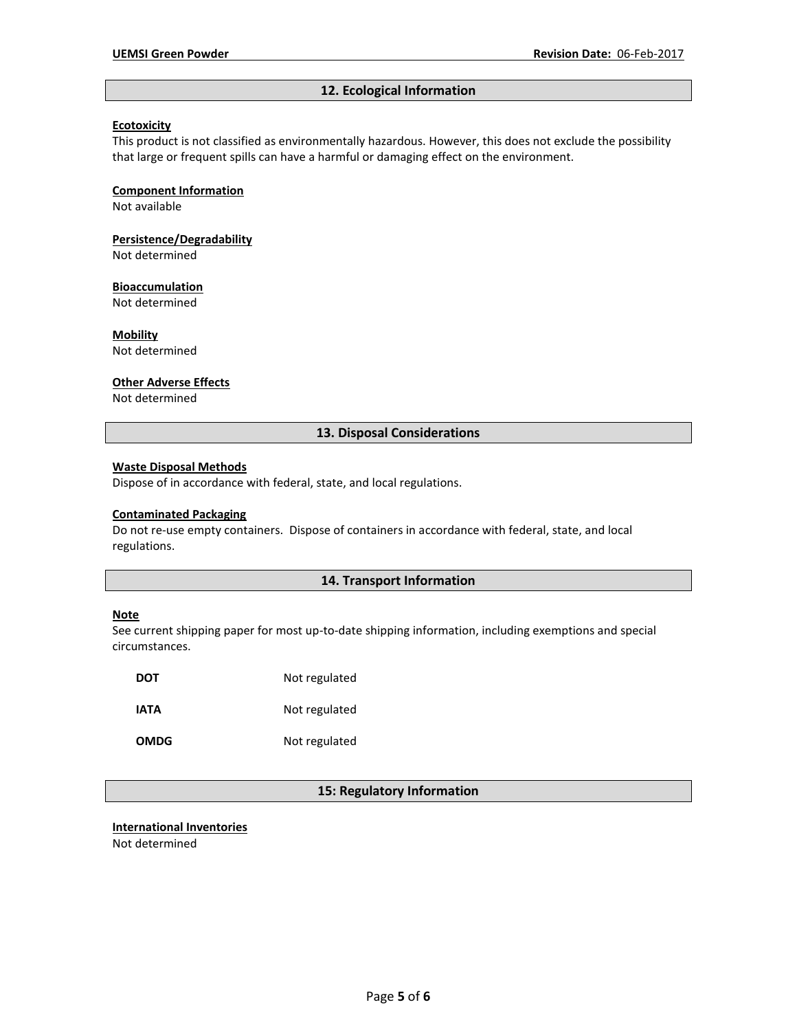## 12. Ecological Information

**Ecotoxicity**

This product is not classified as environmentally hazardous. However, this does not exclude the possibility that large or frequent spills can have a harmful or damaging effect on the environment.

**Component Information**

Not available

**Persistence/Degradability**

Not determined

**Bioaccumulation**

Not determined

**Mobility**

Not determined

**Other Adverse Effects**

Not determined

## 13. Disposal Considerations

**Waste Disposal Methods**

Dispose of in accordance with federal, state, and local regulations.

**Contaminated Packaging**

Do not re-use empty containers. Dispose of containers in accordance with federal, state, and local regulations.

## 14. Transport Information

**Note**

See current shipping paper for most up-to-date shipping information, including exemptions and special circumstances.

| | |
|---|---|
| **DOT** | Not regulated |
| **IATA** | Not regulated |
| **OMDG** | Not regulated |

## 15: Regulatory Information

**International Inventories**

Not determined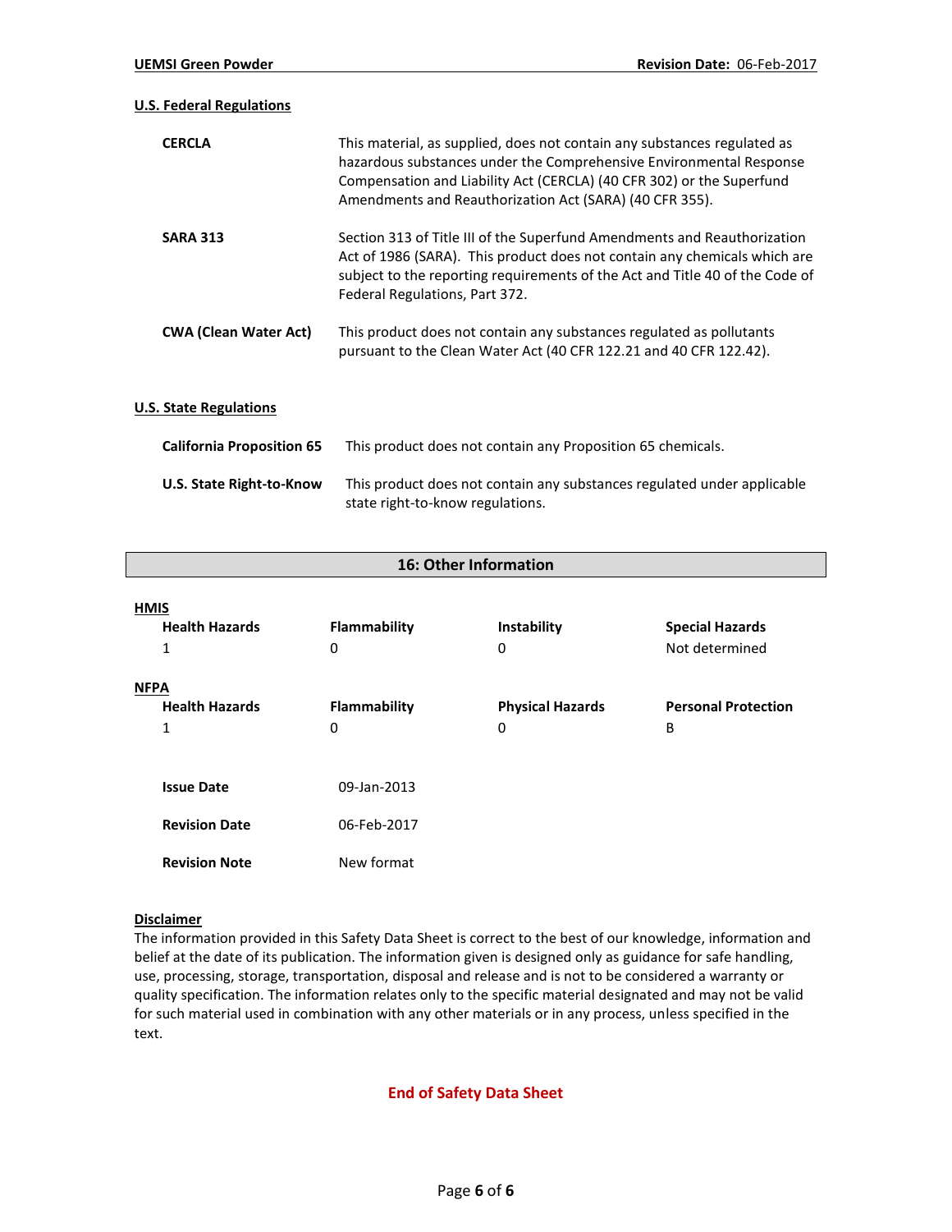**U.S. Federal Regulations**

| | |
|---|---|
| **CERCLA** | This material, as supplied, does not contain any substances regulated as hazardous substances under the Comprehensive Environmental Response Compensation and Liability Act (CERCLA) (40 CFR 302) or the Superfund Amendments and Reauthorization Act (SARA) (40 CFR 355). |
| **SARA 313** | Section 313 of Title III of the Superfund Amendments and Reauthorization Act of 1986 (SARA). This product does not contain any chemicals which are subject to the reporting requirements of the Act and Title 40 of the Code of Federal Regulations, Part 372. |
| **CWA (Clean Water Act)** | This product does not contain any substances regulated as pollutants pursuant to the Clean Water Act (40 CFR 122.21 and 40 CFR 122.42). |

**U.S. State Regulations**

| | |
|---|---|
| **California Proposition 65** | This product does not contain any Proposition 65 chemicals. |
| **U.S. State Right-to-Know** | This product does not contain any substances regulated under applicable state right-to-know regulations. |

## 16: Other Information

**HMIS**

| Health Hazards | Flammability | Instability | Special Hazards |
|---|---|---|---|
| 1 | 0 | 0 | Not determined |

**NFPA**

| Health Hazards | Flammability | Physical Hazards | Personal Protection |
|---|---|---|---|
| 1 | 0 | 0 | B |

| | |
|---|---|
| **Issue Date** | 09-Jan-2013 |
| **Revision Date** | 06-Feb-2017 |
| **Revision Note** | New format |

**Disclaimer**

The information provided in this Safety Data Sheet is correct to the best of our knowledge, information and belief at the date of its publication. The information given is designed only as guidance for safe handling, use, processing, storage, transportation, disposal and release and is not to be considered a warranty or quality specification. The information relates only to the specific material designated and may not be valid for such material used in combination with any other materials or in any process, unless specified in the text.

**End of Safety Data Sheet**